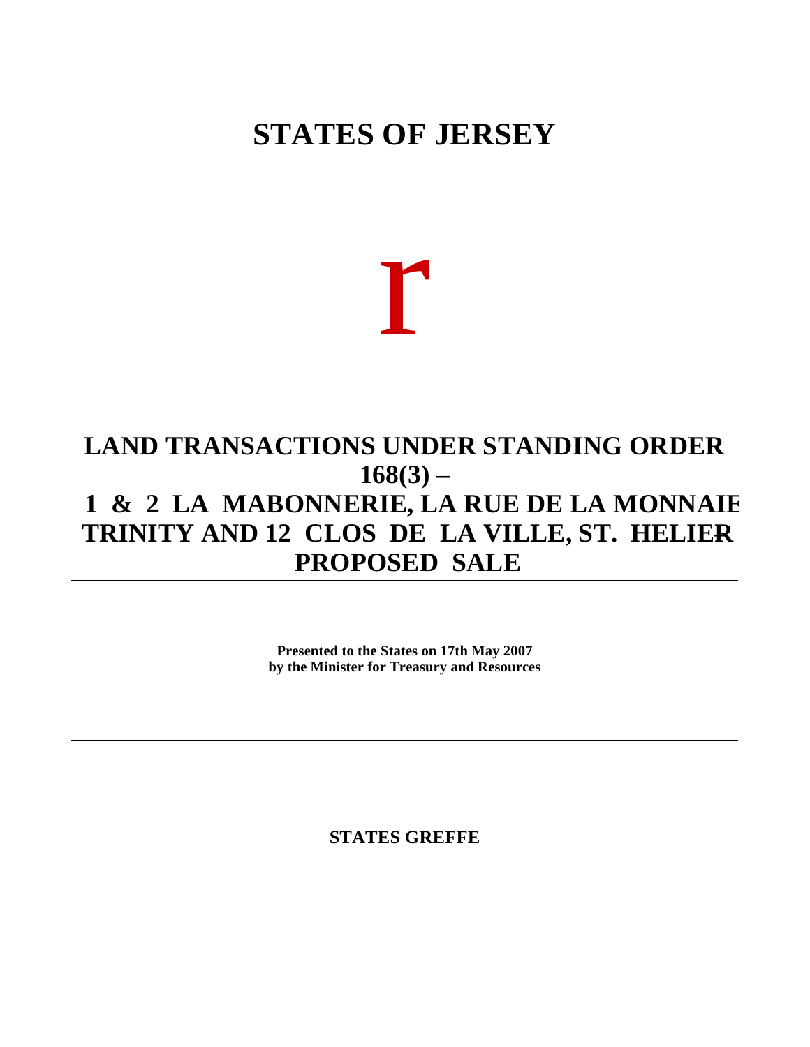# STATES OF JERSEY

r

## LAND TRANSACTIONS UNDER STANDING ORDER 168(3) – 1 & 2 LA MABONNERIE, LA RUE DE LA MONNAIE TRINITY AND 12 CLOS DE LA VILLE, ST. HELIER – PROPOSED SALE

**Presented to the States on 17th May 2007 by the Minister for Treasury and Resources**

**STATES GREFFE**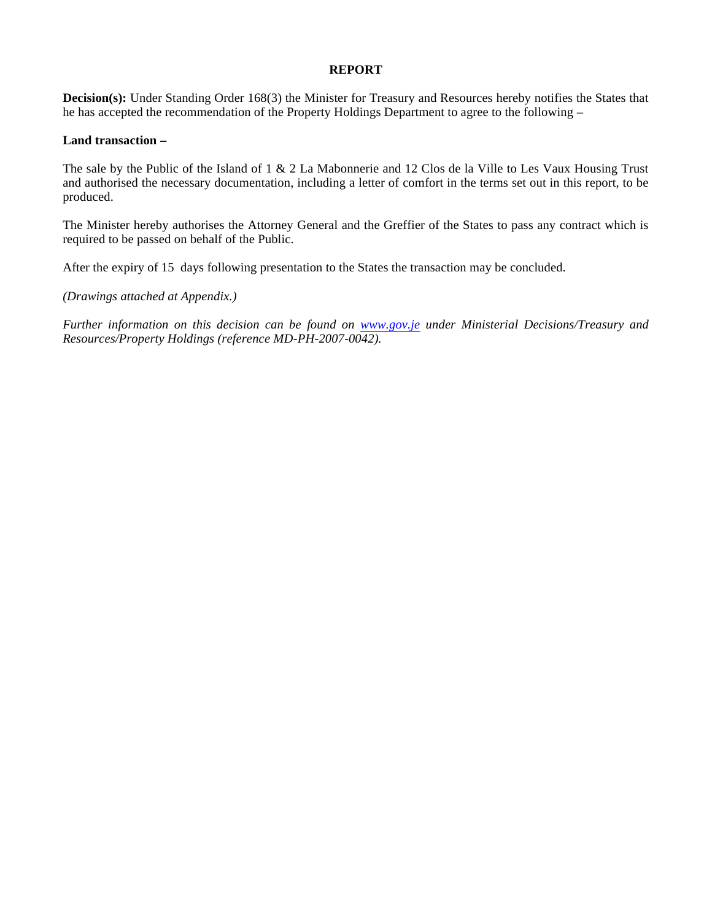**REPORT**

**Decision(s):** Under Standing Order 168(3) the Minister for Treasury and Resources hereby notifies the States that he has accepted the recommendation of the Property Holdings Department to agree to the following –

**Land transaction –**

The sale by the Public of the Island of 1 & 2 La Mabonnerie and 12 Clos de la Ville to Les Vaux Housing Trust and authorised the necessary documentation, including a letter of comfort in the terms set out in this report, to be produced.

The Minister hereby authorises the Attorney General and the Greffier of the States to pass any contract which is required to be passed on behalf of the Public.

After the expiry of 15 days following presentation to the States the transaction may be concluded.

*(Drawings attached at Appendix.)*

*Further information on this decision can be found on [www.gov.je](http://www.gov.je) under Ministerial Decisions/Treasury and Resources/Property Holdings (reference MD-PH-2007-0042).*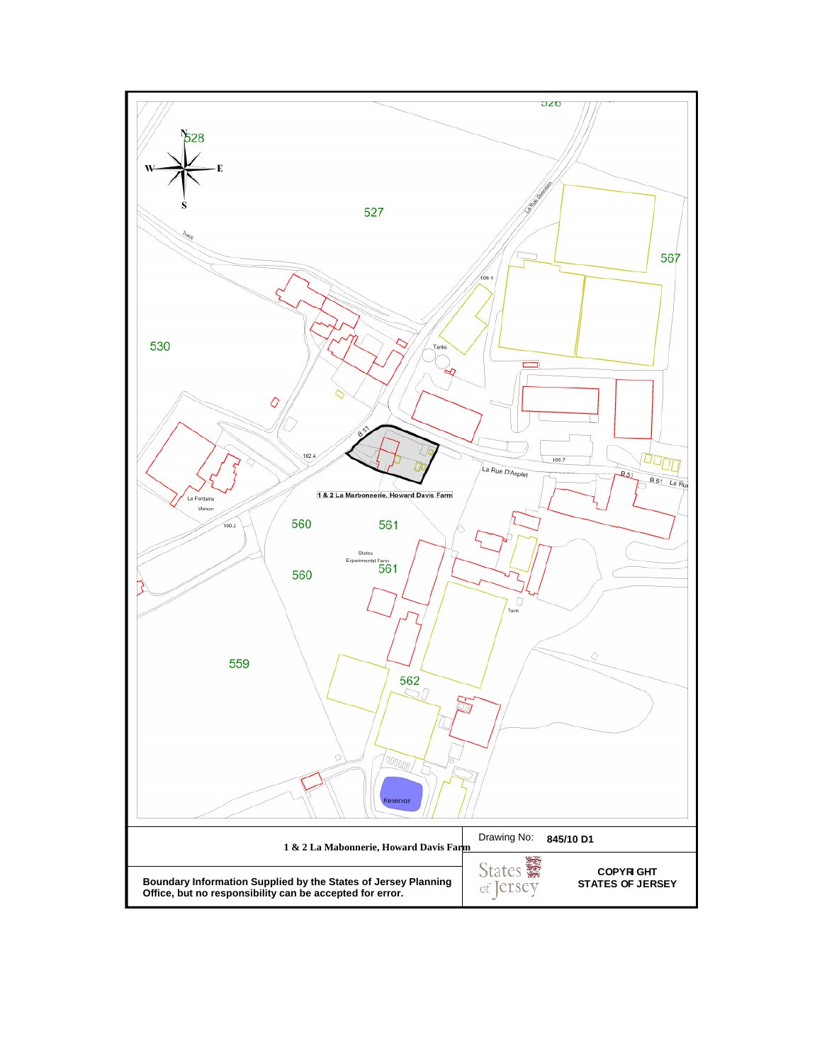1 & 2 La Mabonnerie, Howard Davis Farm

| Drawing No: | 845/10 D1 |
|---|---|
| States of Jersey | COPYRIGHT STATES OF JERSEY |

Boundary Information Supplied by the States of Jersey Planning Office, but no responsibility can be accepted for error.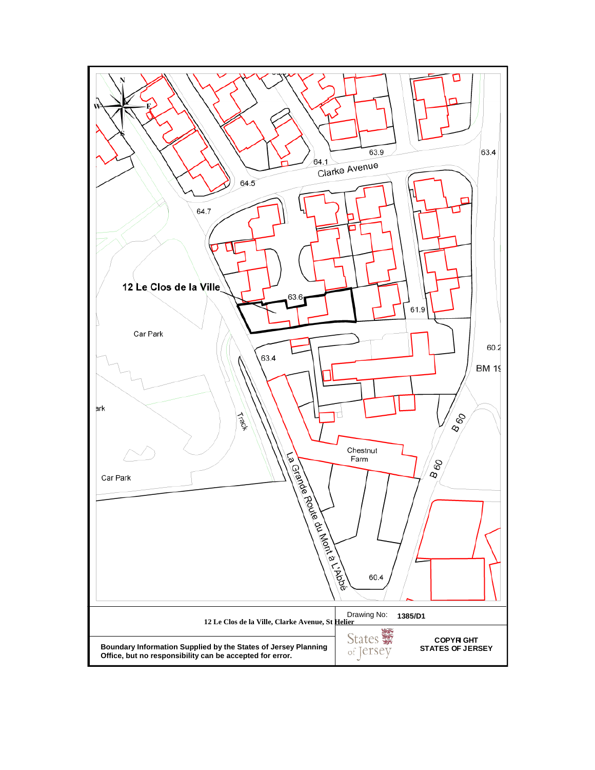N

W

E

S

12 Le Clos de la Ville

Clarke Avenue

63.9

63.4

64.1

64.5

64.7

63.6

61.9

Car Park

63.4

60.2

BM 19

ark

Track

B 60

Chestnut Farm

B 60

Car Park

La Grande Route du Mont à L'Abbé

60.4

| | | |
|---|---|---|
| 12 Le Clos de la Ville, Clarke Avenue, St Helier | Drawing No: **1385/D1** | |
| **Boundary Information Supplied by the States of Jersey Planning Office, but no responsibility can be accepted for error.** | States of Jersey | **COPYRIGHT STATES OF JERSEY** |